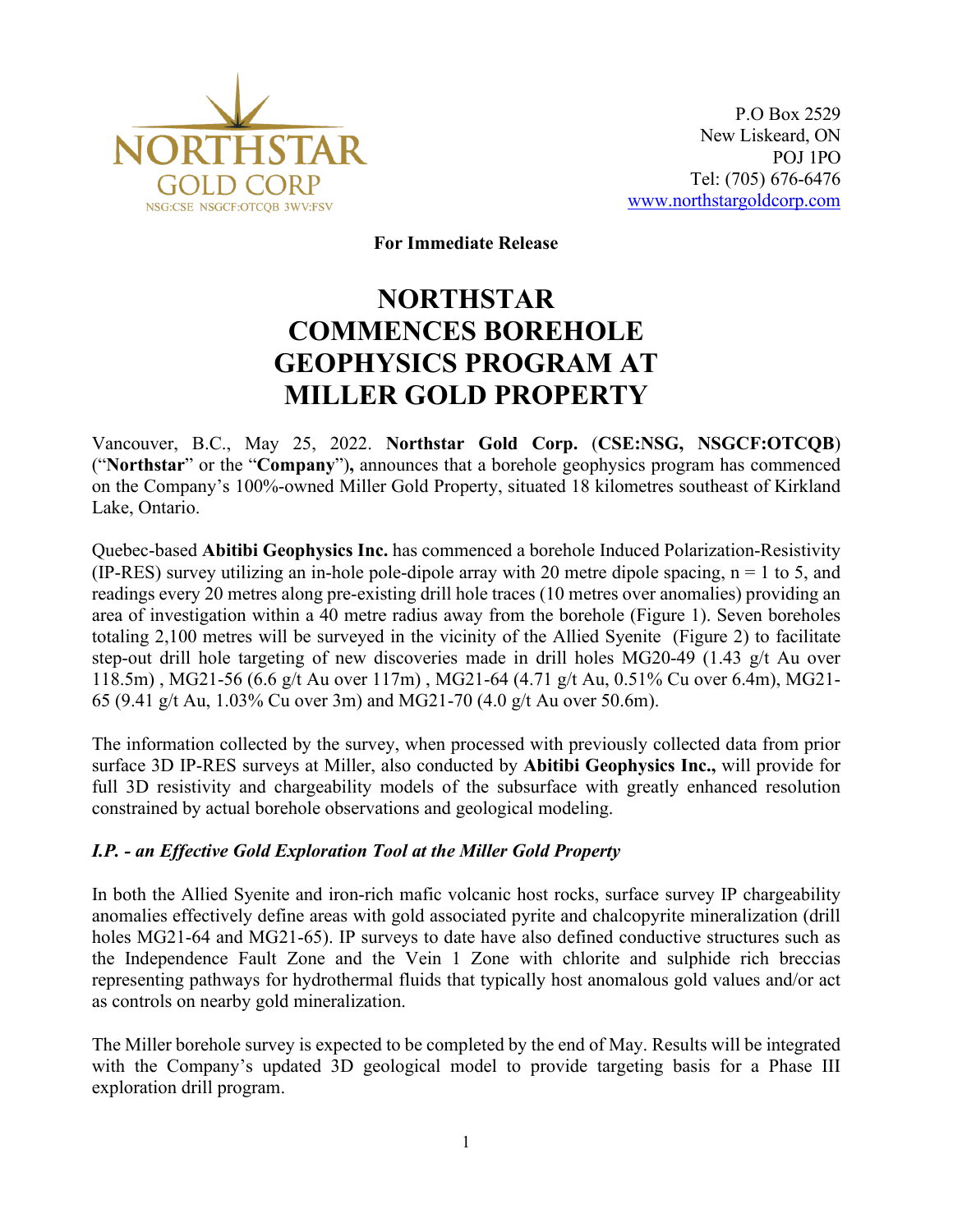NORTHSTAR GOLD CORP
NSG:CSE NSGCF:OTCQB 3WV:FSV

P.O Box 2529
New Liskeard, ON
POJ 1PO
Tel: (705) 676-6476
www.northstargoldcorp.com

**For Immediate Release**

# NORTHSTAR COMMENCES BOREHOLE GEOPHYSICS PROGRAM AT MILLER GOLD PROPERTY

Vancouver, B.C., May 25, 2022. **Northstar Gold Corp.** (**CSE:NSG, NSGCF:OTCQB**) ("**Northstar**" or the "**Company**"), announces that a borehole geophysics program has commenced on the Company's 100%-owned Miller Gold Property, situated 18 kilometres southeast of Kirkland Lake, Ontario.

Quebec-based **Abitibi Geophysics Inc.** has commenced a borehole Induced Polarization-Resistivity (IP-RES) survey utilizing an in-hole pole-dipole array with 20 metre dipole spacing, n = 1 to 5, and readings every 20 metres along pre-existing drill hole traces (10 metres over anomalies) providing an area of investigation within a 40 metre radius away from the borehole (Figure 1). Seven boreholes totaling 2,100 metres will be surveyed in the vicinity of the Allied Syenite (Figure 2) to facilitate step-out drill hole targeting of new discoveries made in drill holes MG20-49 (1.43 g/t Au over 118.5m) , MG21-56 (6.6 g/t Au over 117m) , MG21-64 (4.71 g/t Au, 0.51% Cu over 6.4m), MG21-65 (9.41 g/t Au, 1.03% Cu over 3m) and MG21-70 (4.0 g/t Au over 50.6m).

The information collected by the survey, when processed with previously collected data from prior surface 3D IP-RES surveys at Miller, also conducted by **Abitibi Geophysics Inc.,** will provide for full 3D resistivity and chargeability models of the subsurface with greatly enhanced resolution constrained by actual borehole observations and geological modeling.

### *I.P. - an Effective Gold Exploration Tool at the Miller Gold Property*

In both the Allied Syenite and iron-rich mafic volcanic host rocks, surface survey IP chargeability anomalies effectively define areas with gold associated pyrite and chalcopyrite mineralization (drill holes MG21-64 and MG21-65). IP surveys to date have also defined conductive structures such as the Independence Fault Zone and the Vein 1 Zone with chlorite and sulphide rich breccias representing pathways for hydrothermal fluids that typically host anomalous gold values and/or act as controls on nearby gold mineralization.

The Miller borehole survey is expected to be completed by the end of May. Results will be integrated with the Company's updated 3D geological model to provide targeting basis for a Phase III exploration drill program.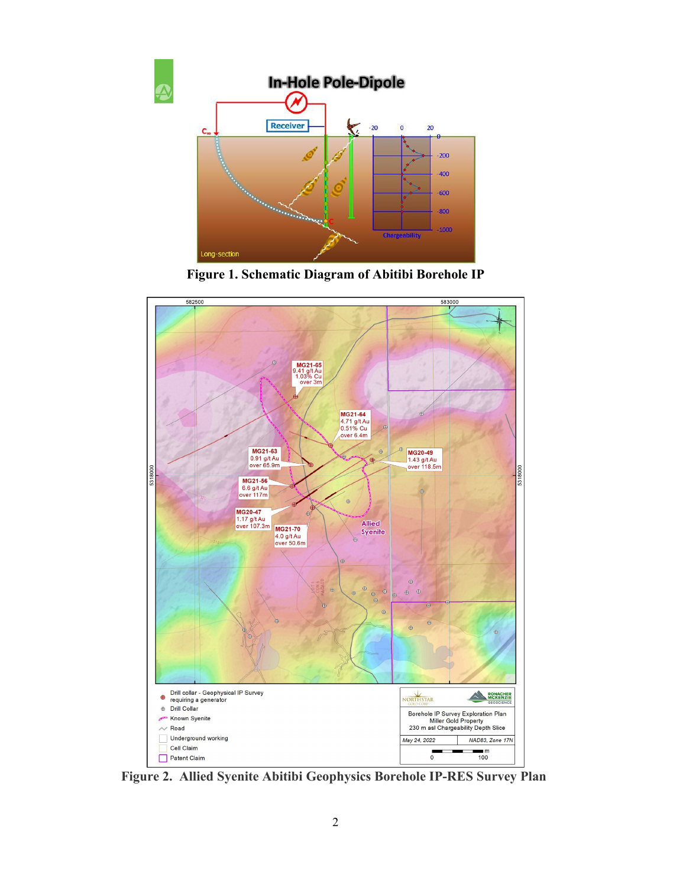Figure 1. Schematic Diagram of Abitibi Borehole IP

Figure 2. Allied Syenite Abitibi Geophysics Borehole IP-RES Survey Plan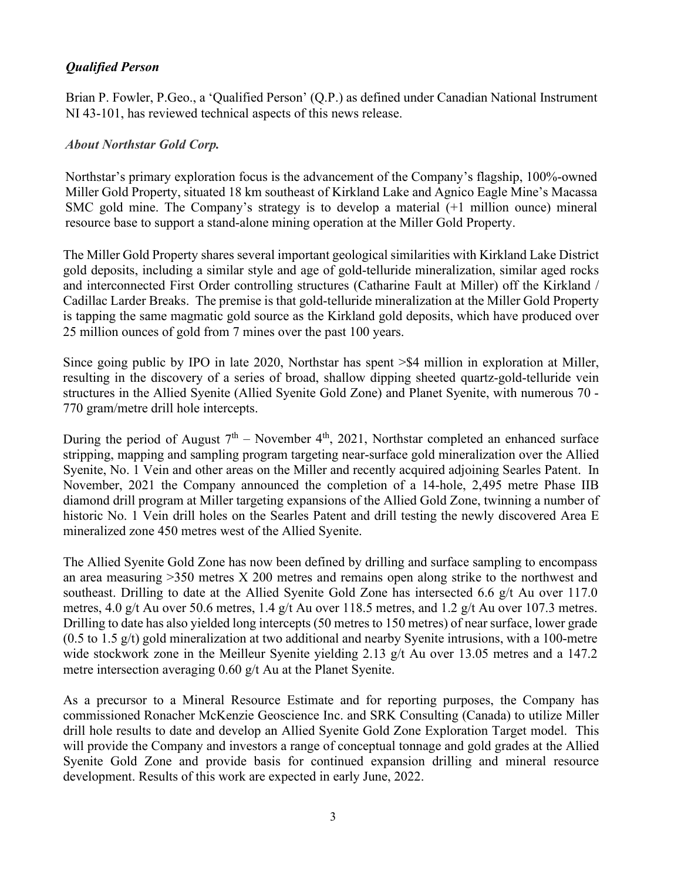### *Qualified Person*

Brian P. Fowler, P.Geo., a 'Qualified Person' (Q.P.) as defined under Canadian National Instrument NI 43-101, has reviewed technical aspects of this news release.

### *About Northstar Gold Corp.*

Northstar's primary exploration focus is the advancement of the Company's flagship, 100%-owned Miller Gold Property, situated 18 km southeast of Kirkland Lake and Agnico Eagle Mine's Macassa SMC gold mine. The Company's strategy is to develop a material (+1 million ounce) mineral resource base to support a stand-alone mining operation at the Miller Gold Property.

The Miller Gold Property shares several important geological similarities with Kirkland Lake District gold deposits, including a similar style and age of gold-telluride mineralization, similar aged rocks and interconnected First Order controlling structures (Catharine Fault at Miller) off the Kirkland / Cadillac Larder Breaks. The premise is that gold-telluride mineralization at the Miller Gold Property is tapping the same magmatic gold source as the Kirkland gold deposits, which have produced over 25 million ounces of gold from 7 mines over the past 100 years.

Since going public by IPO in late 2020, Northstar has spent >$4 million in exploration at Miller, resulting in the discovery of a series of broad, shallow dipping sheeted quartz-gold-telluride vein structures in the Allied Syenite (Allied Syenite Gold Zone) and Planet Syenite, with numerous 70 - 770 gram/metre drill hole intercepts.

During the period of August 7th – November 4th, 2021, Northstar completed an enhanced surface stripping, mapping and sampling program targeting near-surface gold mineralization over the Allied Syenite, No. 1 Vein and other areas on the Miller and recently acquired adjoining Searles Patent. In November, 2021 the Company announced the completion of a 14-hole, 2,495 metre Phase IIB diamond drill program at Miller targeting expansions of the Allied Gold Zone, twinning a number of historic No. 1 Vein drill holes on the Searles Patent and drill testing the newly discovered Area E mineralized zone 450 metres west of the Allied Syenite.

The Allied Syenite Gold Zone has now been defined by drilling and surface sampling to encompass an area measuring >350 metres X 200 metres and remains open along strike to the northwest and southeast. Drilling to date at the Allied Syenite Gold Zone has intersected 6.6 g/t Au over 117.0 metres, 4.0 g/t Au over 50.6 metres, 1.4 g/t Au over 118.5 metres, and 1.2 g/t Au over 107.3 metres. Drilling to date has also yielded long intercepts (50 metres to 150 metres) of near surface, lower grade (0.5 to 1.5 g/t) gold mineralization at two additional and nearby Syenite intrusions, with a 100-metre wide stockwork zone in the Meilleur Syenite yielding 2.13 g/t Au over 13.05 metres and a 147.2 metre intersection averaging 0.60 g/t Au at the Planet Syenite.

As a precursor to a Mineral Resource Estimate and for reporting purposes, the Company has commissioned Ronacher McKenzie Geoscience Inc. and SRK Consulting (Canada) to utilize Miller drill hole results to date and develop an Allied Syenite Gold Zone Exploration Target model. This will provide the Company and investors a range of conceptual tonnage and gold grades at the Allied Syenite Gold Zone and provide basis for continued expansion drilling and mineral resource development. Results of this work are expected in early June, 2022.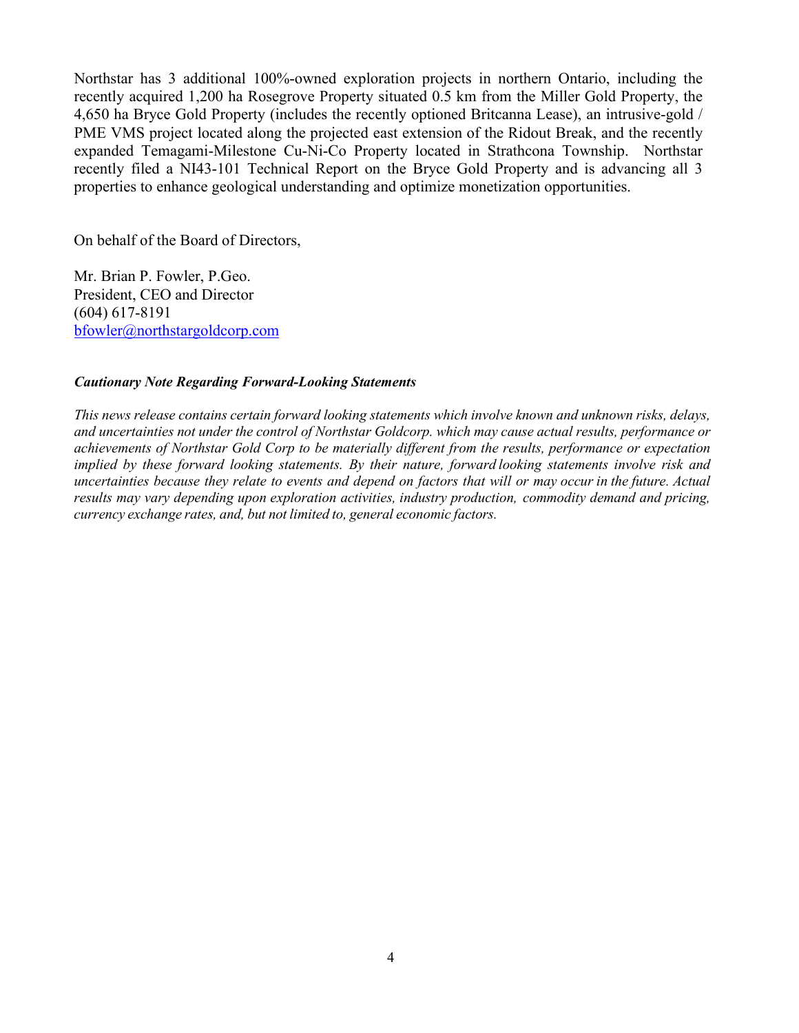Northstar has 3 additional 100%-owned exploration projects in northern Ontario, including the recently acquired 1,200 ha Rosegrove Property situated 0.5 km from the Miller Gold Property, the 4,650 ha Bryce Gold Property (includes the recently optioned Britcanna Lease), an intrusive-gold / PME VMS project located along the projected east extension of the Ridout Break, and the recently expanded Temagami-Milestone Cu-Ni-Co Property located in Strathcona Township. Northstar recently filed a NI43-101 Technical Report on the Bryce Gold Property and is advancing all 3 properties to enhance geological understanding and optimize monetization opportunities.

On behalf of the Board of Directors,

Mr. Brian P. Fowler, P.Geo.
President, CEO and Director
(604) 617-8191
bfowler@northstargoldcorp.com

***Cautionary Note Regarding Forward-Looking Statements***

*This news release contains certain forward looking statements which involve known and unknown risks, delays, and uncertainties not under the control of Northstar Goldcorp. which may cause actual results, performance or achievements of Northstar Gold Corp to be materially different from the results, performance or expectation implied by these forward looking statements. By their nature, forward looking statements involve risk and uncertainties because they relate to events and depend on factors that will or may occur in the future. Actual results may vary depending upon exploration activities, industry production, commodity demand and pricing, currency exchange rates, and, but not limited to, general economic factors.*